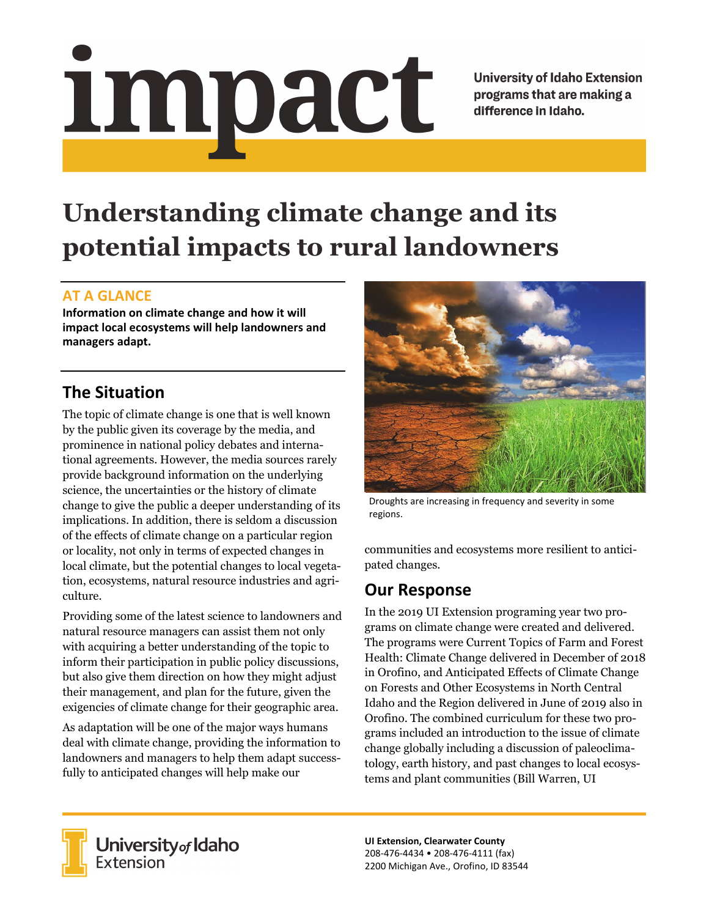# impact

University of Idaho Extension programs that are making a difference in Idaho.

# Understanding climate change and its potential impacts to rural landowners

## AT A GLANCE

**Information on climate change and how it will impact local ecosystems will help landowners and managers adapt.**

## The Situation

The topic of climate change is one that is well known by the public given its coverage by the media, and prominence in national policy debates and international agreements. However, the media sources rarely provide background information on the underlying science, the uncertainties or the history of climate change to give the public a deeper understanding of its implications. In addition, there is seldom a discussion of the effects of climate change on a particular region or locality, not only in terms of expected changes in local climate, but the potential changes to local vegetation, ecosystems, natural resource industries and agriculture.

Providing some of the latest science to landowners and natural resource managers can assist them not only with acquiring a better understanding of the topic to inform their participation in public policy discussions, but also give them direction on how they might adjust their management, and plan for the future, given the exigencies of climate change for their geographic area.

As adaptation will be one of the major ways humans deal with climate change, providing the information to landowners and managers to help them adapt successfully to anticipated changes will help make our communities and ecosystems more resilient to anticipated changes.

Droughts are increasing in frequency and severity in some regions.

## Our Response

In the 2019 UI Extension programing year two programs on climate change were created and delivered. The programs were Current Topics of Farm and Forest Health: Climate Change delivered in December of 2018 in Orofino, and Anticipated Effects of Climate Change on Forests and Other Ecosystems in North Central Idaho and the Region delivered in June of 2019 also in Orofino. The combined curriculum for these two programs included an introduction to the issue of climate change globally including a discussion of paleoclimatology, earth history, and past changes to local ecosystems and plant communities (Bill Warren, UI

**UI Extension, Clearwater County**
208-476-4434 • 208-476-4111 (fax)
2200 Michigan Ave., Orofino, ID 83544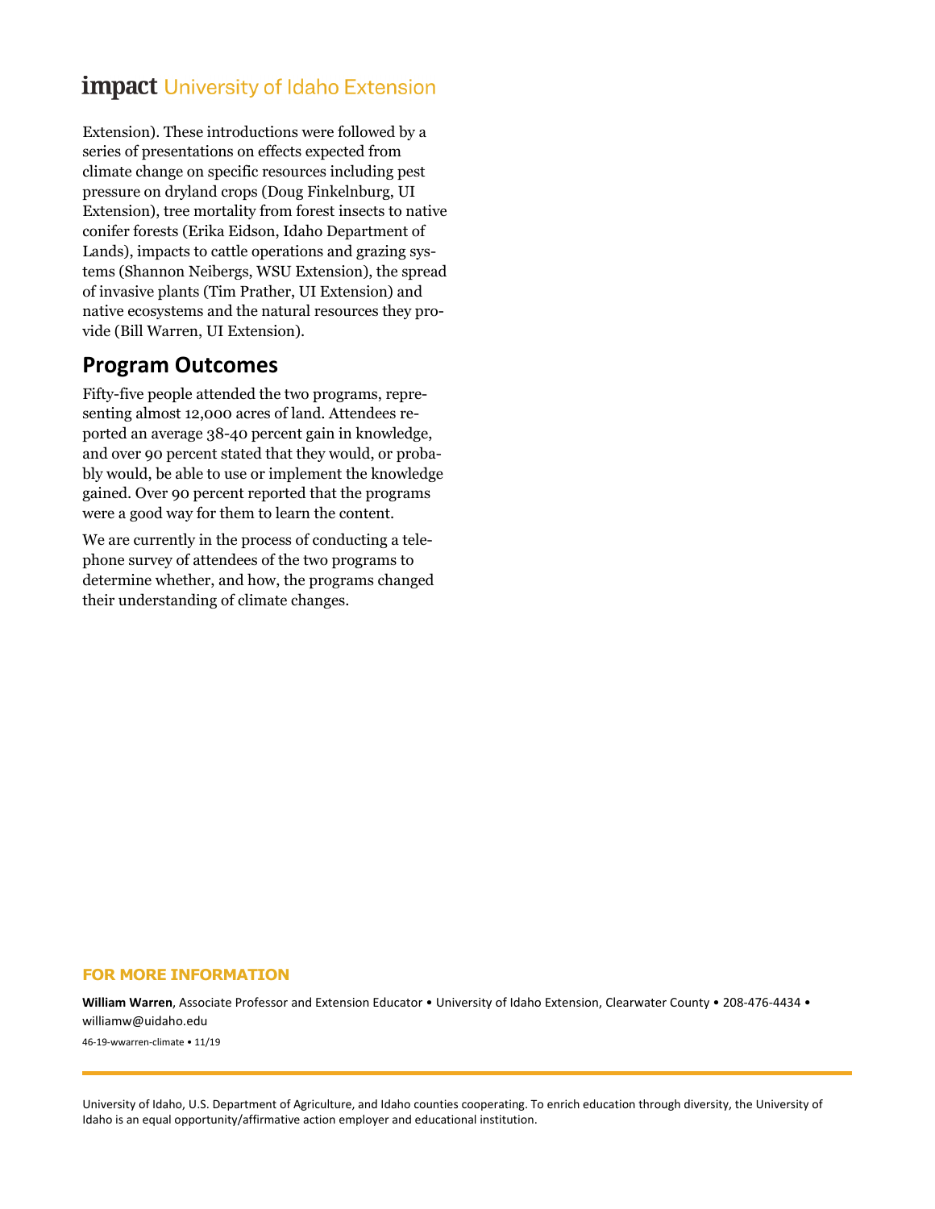Extension). These introductions were followed by a series of presentations on effects expected from climate change on specific resources including pest pressure on dryland crops (Doug Finkelnburg, UI Extension), tree mortality from forest insects to native conifer forests (Erika Eidson, Idaho Department of Lands), impacts to cattle operations and grazing systems (Shannon Neibergs, WSU Extension), the spread of invasive plants (Tim Prather, UI Extension) and native ecosystems and the natural resources they provide (Bill Warren, UI Extension).

## Program Outcomes

Fifty-five people attended the two programs, representing almost 12,000 acres of land. Attendees reported an average 38-40 percent gain in knowledge, and over 90 percent stated that they would, or probably would, be able to use or implement the knowledge gained. Over 90 percent reported that the programs were a good way for them to learn the content.

We are currently in the process of conducting a telephone survey of attendees of the two programs to determine whether, and how, the programs changed their understanding of climate changes.

### FOR MORE INFORMATION

**William Warren**, Associate Professor and Extension Educator • University of Idaho Extension, Clearwater County • 208-476-4434 • williamw@uidaho.edu

46-19-wwarren-climate • 11/19

University of Idaho, U.S. Department of Agriculture, and Idaho counties cooperating. To enrich education through diversity, the University of Idaho is an equal opportunity/affirmative action employer and educational institution.